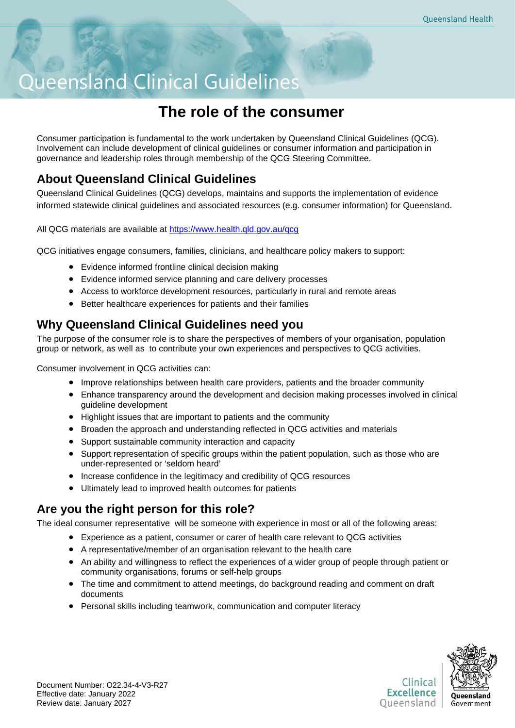# Queensland Clinical Guidelines

## The role of the consumer

Consumer participation is fundamental to the work undertaken by Queensland Clinical Guidelines (QCG). Involvement can include development of clinical guidelines or consumer information and participation in governance and leadership roles through membership of the QCG Steering Committee.

### About Queensland Clinical Guidelines

Queensland Clinical Guidelines (QCG) develops, maintains and supports the implementation of evidence informed statewide clinical guidelines and associated resources (e.g. consumer information) for Queensland.

All QCG materials are available at https://www.health.qld.gov.au/qcg

QCG initiatives engage consumers, families, clinicians, and healthcare policy makers to support:

- Evidence informed frontline clinical decision making
- Evidence informed service planning and care delivery processes
- Access to workforce development resources, particularly in rural and remote areas
- Better healthcare experiences for patients and their families

### Why Queensland Clinical Guidelines need you

The purpose of the consumer role is to share the perspectives of members of your organisation, population group or network, as well as to contribute your own experiences and perspectives to QCG activities.

Consumer involvement in QCG activities can:

- Improve relationships between health care providers, patients and the broader community
- Enhance transparency around the development and decision making processes involved in clinical guideline development
- Highlight issues that are important to patients and the community
- Broaden the approach and understanding reflected in QCG activities and materials
- Support sustainable community interaction and capacity
- Support representation of specific groups within the patient population, such as those who are under-represented or 'seldom heard'
- Increase confidence in the legitimacy and credibility of QCG resources
- Ultimately lead to improved health outcomes for patients

### Are you the right person for this role?

The ideal consumer representative will be someone with experience in most or all of the following areas:

- Experience as a patient, consumer or carer of health care relevant to QCG activities
- A representative/member of an organisation relevant to the health care
- An ability and willingness to reflect the experiences of a wider group of people through patient or community organisations, forums or self-help groups
- The time and commitment to attend meetings, do background reading and comment on draft documents
- Personal skills including teamwork, communication and computer literacy

Document Number: O22.34-4-V3-R27
Effective date: January 2022
Review date: January 2027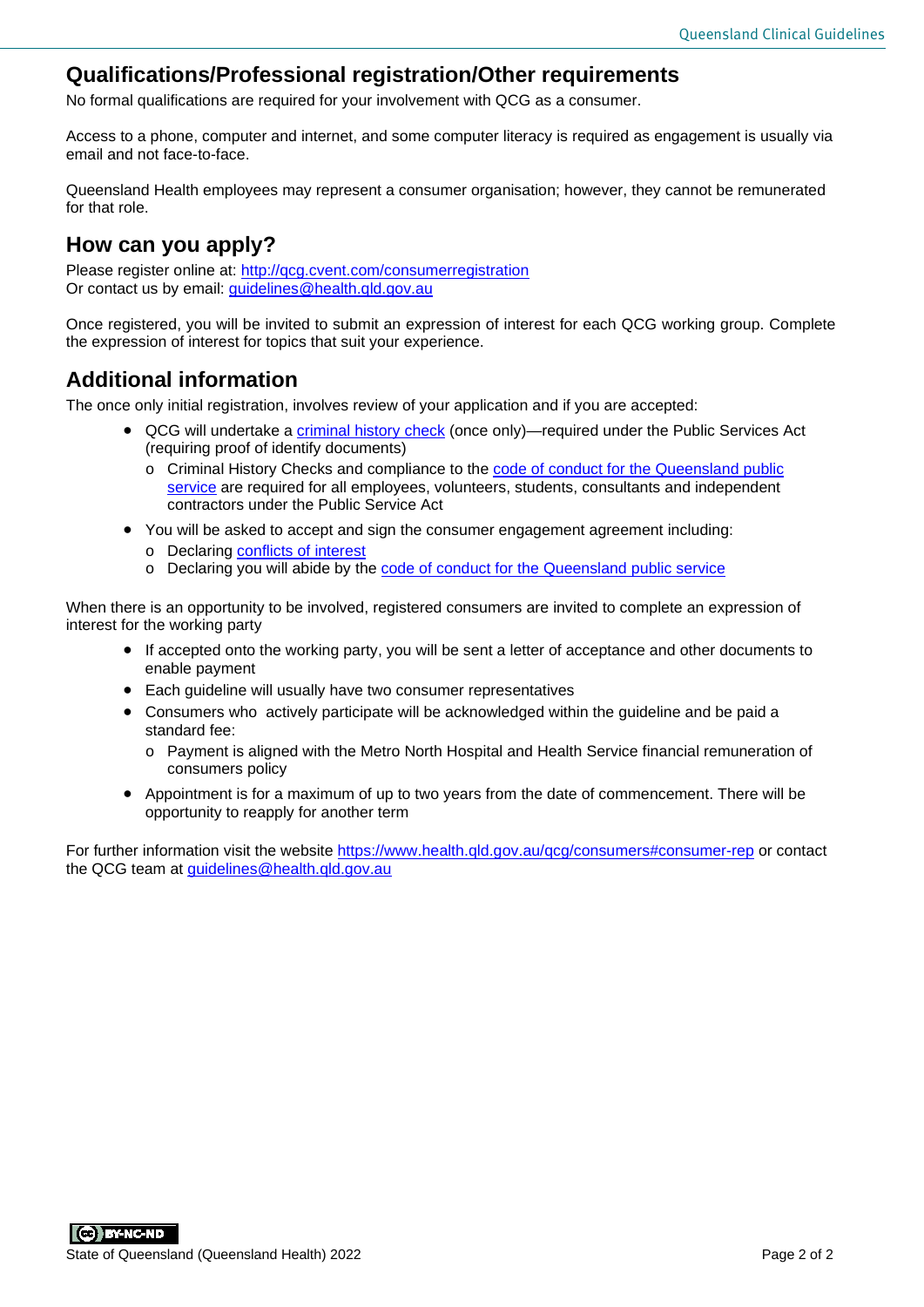## Qualifications/Professional registration/Other requirements

No formal qualifications are required for your involvement with QCG as a consumer.

Access to a phone, computer and internet, and some computer literacy is required as engagement is usually via email and not face-to-face.

Queensland Health employees may represent a consumer organisation; however, they cannot be remunerated for that role.

## How can you apply?

Please register online at: [http://qcg.cvent.com/consumerregistration](http://qcg.cvent.com/consumerregistration)
Or contact us by email: [guidelines@health.qld.gov.au](mailto:guidelines@health.qld.gov.au)

Once registered, you will be invited to submit an expression of interest for each QCG working group. Complete the expression of interest for topics that suit your experience.

## Additional information

The once only initial registration, involves review of your application and if you are accepted:

- QCG will undertake a criminal history check (once only)—required under the Public Services Act (requiring proof of identify documents)
  - Criminal History Checks and compliance to the code of conduct for the Queensland public service are required for all employees, volunteers, students, consultants and independent contractors under the Public Service Act
- You will be asked to accept and sign the consumer engagement agreement including:
  - Declaring conflicts of interest
  - Declaring you will abide by the code of conduct for the Queensland public service

When there is an opportunity to be involved, registered consumers are invited to complete an expression of interest for the working party

- If accepted onto the working party, you will be sent a letter of acceptance and other documents to enable payment
- Each guideline will usually have two consumer representatives
- Consumers who actively participate will be acknowledged within the guideline and be paid a standard fee:
  - Payment is aligned with the Metro North Hospital and Health Service financial remuneration of consumers policy
- Appointment is for a maximum of up to two years from the date of commencement. There will be opportunity to reapply for another term

For further information visit the website [https://www.health.qld.gov.au/qcg/consumers#consumer-rep](https://www.health.qld.gov.au/qcg/consumers#consumer-rep) or contact the QCG team at [guidelines@health.qld.gov.au](mailto:guidelines@health.qld.gov.au)

State of Queensland (Queensland Health) 2022